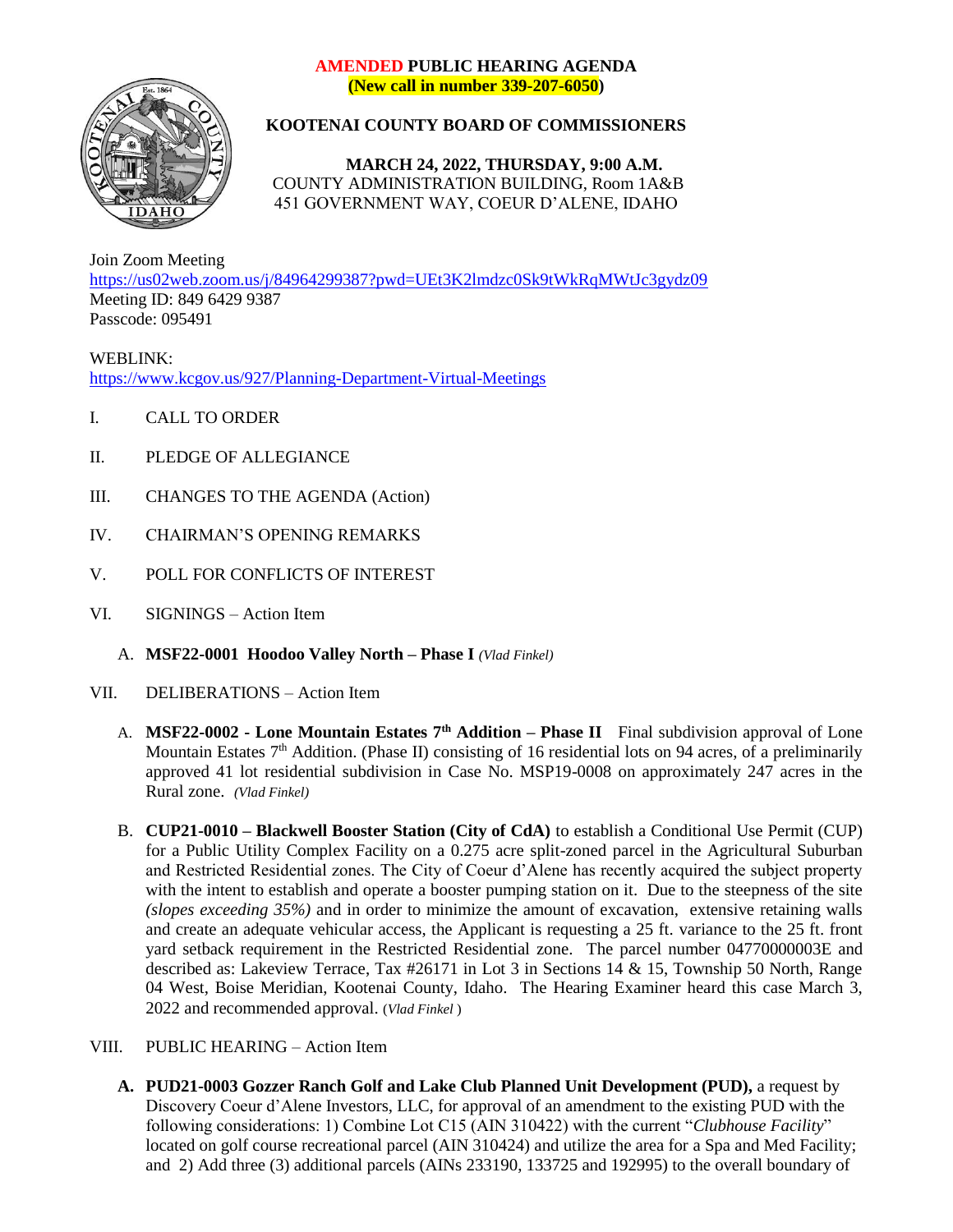**AMENDED PUBLIC HEARING AGENDA**
**(New call in number 339-207-6050)**

# KOOTENAI COUNTY BOARD OF COMMISSIONERS

**MARCH 24, 2022, THURSDAY, 9:00 A.M.**
COUNTY ADMINISTRATION BUILDING, Room 1A&B
451 GOVERNMENT WAY, COEUR D'ALENE, IDAHO

Join Zoom Meeting
https://us02web.zoom.us/j/84964299387?pwd=UEt3K2lmdzc0Sk9tWkRqMWtJc3gydz09
Meeting ID: 849 6429 9387
Passcode: 095491

WEBLINK:
https://www.kcgov.us/927/Planning-Department-Virtual-Meetings

I. CALL TO ORDER

II. PLEDGE OF ALLEGIANCE

III. CHANGES TO THE AGENDA (Action)

IV. CHAIRMAN'S OPENING REMARKS

V. POLL FOR CONFLICTS OF INTEREST

VI. SIGNINGS – Action Item

A. **MSF22-0001 Hoodoo Valley North – Phase I** *(Vlad Finkel)*

VII. DELIBERATIONS – Action Item

A. **MSF22-0002 - Lone Mountain Estates 7th Addition – Phase II** Final subdivision approval of Lone Mountain Estates 7th Addition. (Phase II) consisting of 16 residential lots on 94 acres, of a preliminarily approved 41 lot residential subdivision in Case No. MSP19-0008 on approximately 247 acres in the Rural zone. *(Vlad Finkel)*

B. **CUP21-0010 – Blackwell Booster Station (City of CdA)** to establish a Conditional Use Permit (CUP) for a Public Utility Complex Facility on a 0.275 acre split-zoned parcel in the Agricultural Suburban and Restricted Residential zones. The City of Coeur d'Alene has recently acquired the subject property with the intent to establish and operate a booster pumping station on it. Due to the steepness of the site *(slopes exceeding 35%)* and in order to minimize the amount of excavation, extensive retaining walls and create an adequate vehicular access, the Applicant is requesting a 25 ft. variance to the 25 ft. front yard setback requirement in the Restricted Residential zone. The parcel number 04770000003E and described as: Lakeview Terrace, Tax #26171 in Lot 3 in Sections 14 & 15, Township 50 North, Range 04 West, Boise Meridian, Kootenai County, Idaho. The Hearing Examiner heard this case March 3, 2022 and recommended approval. (*Vlad Finkel* )

VIII. PUBLIC HEARING – Action Item

A. **PUD21-0003 Gozzer Ranch Golf and Lake Club Planned Unit Development (PUD),** a request by Discovery Coeur d'Alene Investors, LLC, for approval of an amendment to the existing PUD with the following considerations: 1) Combine Lot C15 (AIN 310422) with the current "*Clubhouse Facility*" located on golf course recreational parcel (AIN 310424) and utilize the area for a Spa and Med Facility; and 2) Add three (3) additional parcels (AINs 233190, 133725 and 192995) to the overall boundary of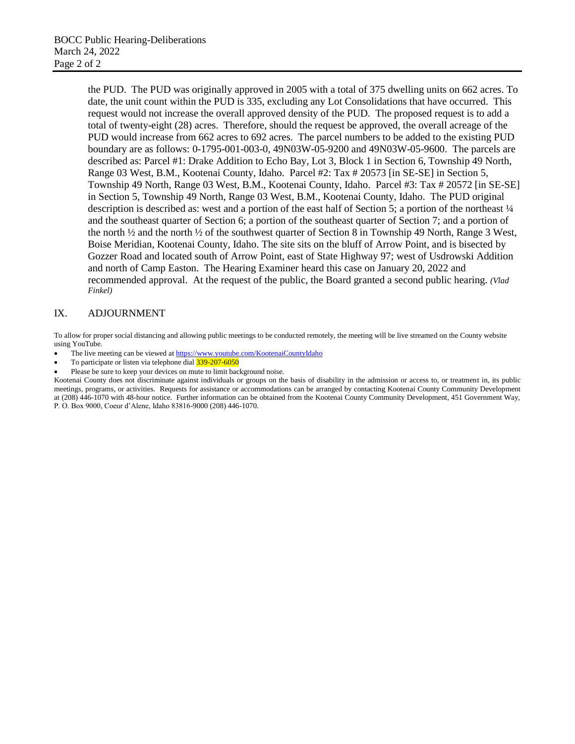the PUD. The PUD was originally approved in 2005 with a total of 375 dwelling units on 662 acres. To date, the unit count within the PUD is 335, excluding any Lot Consolidations that have occurred. This request would not increase the overall approved density of the PUD. The proposed request is to add a total of twenty-eight (28) acres. Therefore, should the request be approved, the overall acreage of the PUD would increase from 662 acres to 692 acres. The parcel numbers to be added to the existing PUD boundary are as follows: 0-1795-001-003-0, 49N03W-05-9200 and 49N03W-05-9600. The parcels are described as: Parcel #1: Drake Addition to Echo Bay, Lot 3, Block 1 in Section 6, Township 49 North, Range 03 West, B.M., Kootenai County, Idaho. Parcel #2: Tax # 20573 [in SE-SE] in Section 5, Township 49 North, Range 03 West, B.M., Kootenai County, Idaho. Parcel #3: Tax # 20572 [in SE-SE] in Section 5, Township 49 North, Range 03 West, B.M., Kootenai County, Idaho. The PUD original description is described as: west and a portion of the east half of Section 5; a portion of the northeast ¼ and the southeast quarter of Section 6; a portion of the southeast quarter of Section 7; and a portion of the north ½ and the north ½ of the southwest quarter of Section 8 in Township 49 North, Range 3 West, Boise Meridian, Kootenai County, Idaho. The site sits on the bluff of Arrow Point, and is bisected by Gozzer Road and located south of Arrow Point, east of State Highway 97; west of Usdrowski Addition and north of Camp Easton. The Hearing Examiner heard this case on January 20, 2022 and recommended approval. At the request of the public, the Board granted a second public hearing. *(Vlad Finkel)*

## IX. ADJOURNMENT

To allow for proper social distancing and allowing public meetings to be conducted remotely, the meeting will be live streamed on the County website using YouTube.

- The live meeting can be viewed at https://www.youtube.com/KootenaiCountyIdaho
- To participate or listen via telephone dial 339-207-6050
- Please be sure to keep your devices on mute to limit background noise.

Kootenai County does not discriminate against individuals or groups on the basis of disability in the admission or access to, or treatment in, its public meetings, programs, or activities. Requests for assistance or accommodations can be arranged by contacting Kootenai County Community Development at (208) 446-1070 with 48-hour notice. Further information can be obtained from the Kootenai County Community Development, 451 Government Way, P. O. Box 9000, Coeur d'Alene, Idaho 83816-9000 (208) 446-1070.